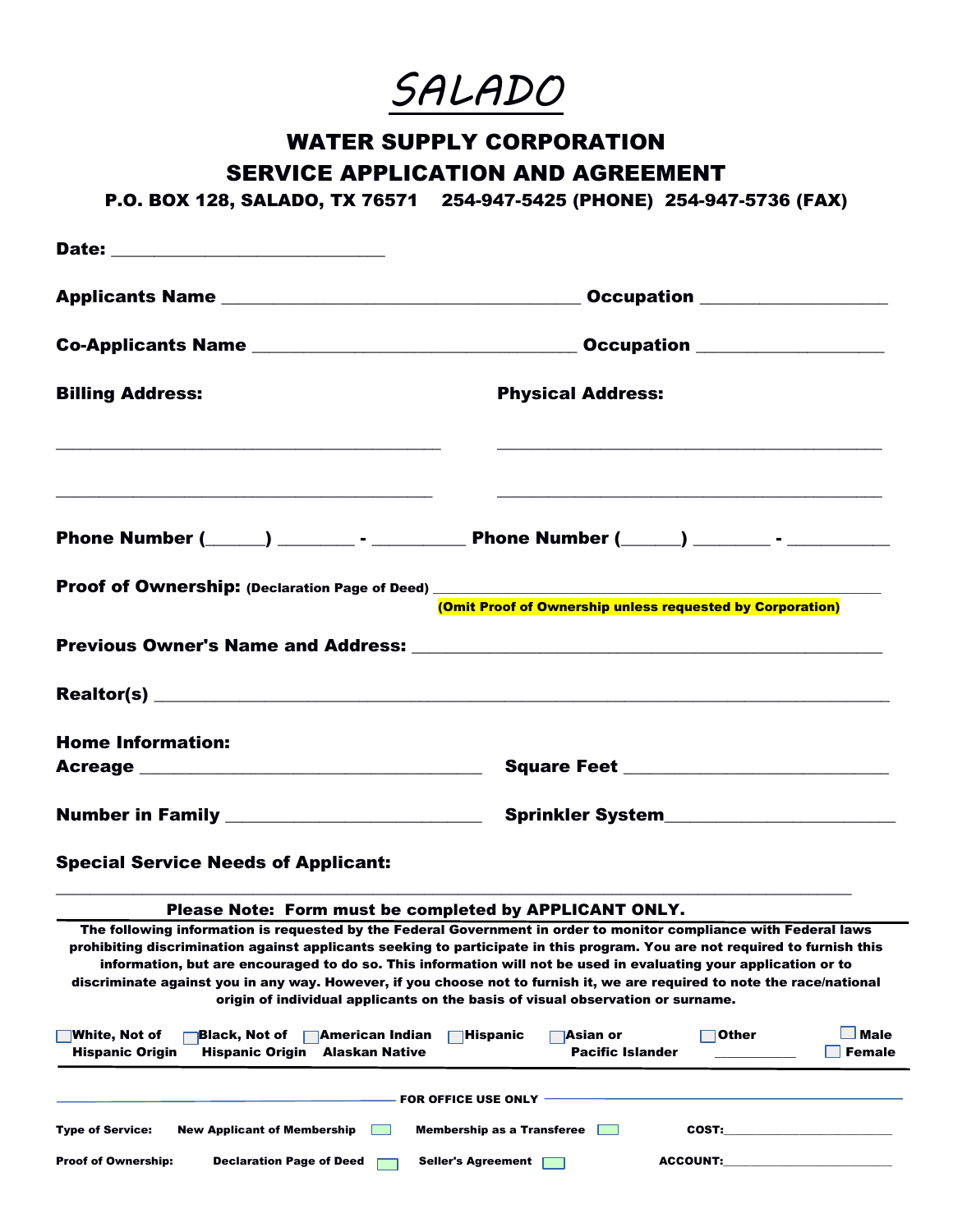# SALADO

## WATER SUPPLY CORPORATION
## SERVICE APPLICATION AND AGREEMENT

**P.O. BOX 128, SALADO, TX 76571 254-947-5425 (PHONE) 254-947-5736 (FAX)**

**Date:** ___________________________

**Applicants Name** ___________________________________ **Occupation** __________________

**Co-Applicants Name** ________________________________ **Occupation** __________________

**Billing Address:**

_______________________________________

_______________________________________

**Physical Address:**

_______________________________________

_______________________________________

**Phone Number (_____) _______ - ________ Phone Number (_____) _______ - _________**

**Proof of Ownership:** **(Declaration Page of Deed)** _____________________________________________

**(Omit Proof of Ownership unless requested by Corporation)**

**Previous Owner's Name and Address:** _________________________________________

**Realtor(s)** _________________________________________________________________

**Home Information:**

**Acreage** _________________________________ **Square Feet** ________________________

**Number in Family** _______________________ **Sprinkler System**_____________________

**Special Service Needs of Applicant:**

___________________________________________________________________________

**Please Note: Form must be completed by APPLICANT ONLY.**

**The following information is requested by the Federal Government in order to monitor compliance with Federal laws prohibiting discrimination against applicants seeking to participate in this program. You are not required to furnish this information, but are encouraged to do so. This information will not be used in evaluating your application or to discriminate against you in any way. However, if you choose not to furnish it, we are required to note the race/national origin of individual applicants on the basis of visual observation or surname.**

☐ **White, Not of Hispanic Origin** ☐ **Black, Not of Hispanic Origin** ☐ **American Indian Alaskan Native** ☐ **Hispanic** ☐ **Asian or Pacific Islander** ☐ **Other** __________ ☐ **Male** ☐ **Female**

**FOR OFFICE USE ONLY**

**Type of Service:** **New Applicant of Membership** ☐ **Membership as a Transferee** ☐ **COST:**______________________

**Proof of Ownership:** **Declaration Page of Deed** ☐ **Seller's Agreement** ☐ **ACCOUNT:**______________________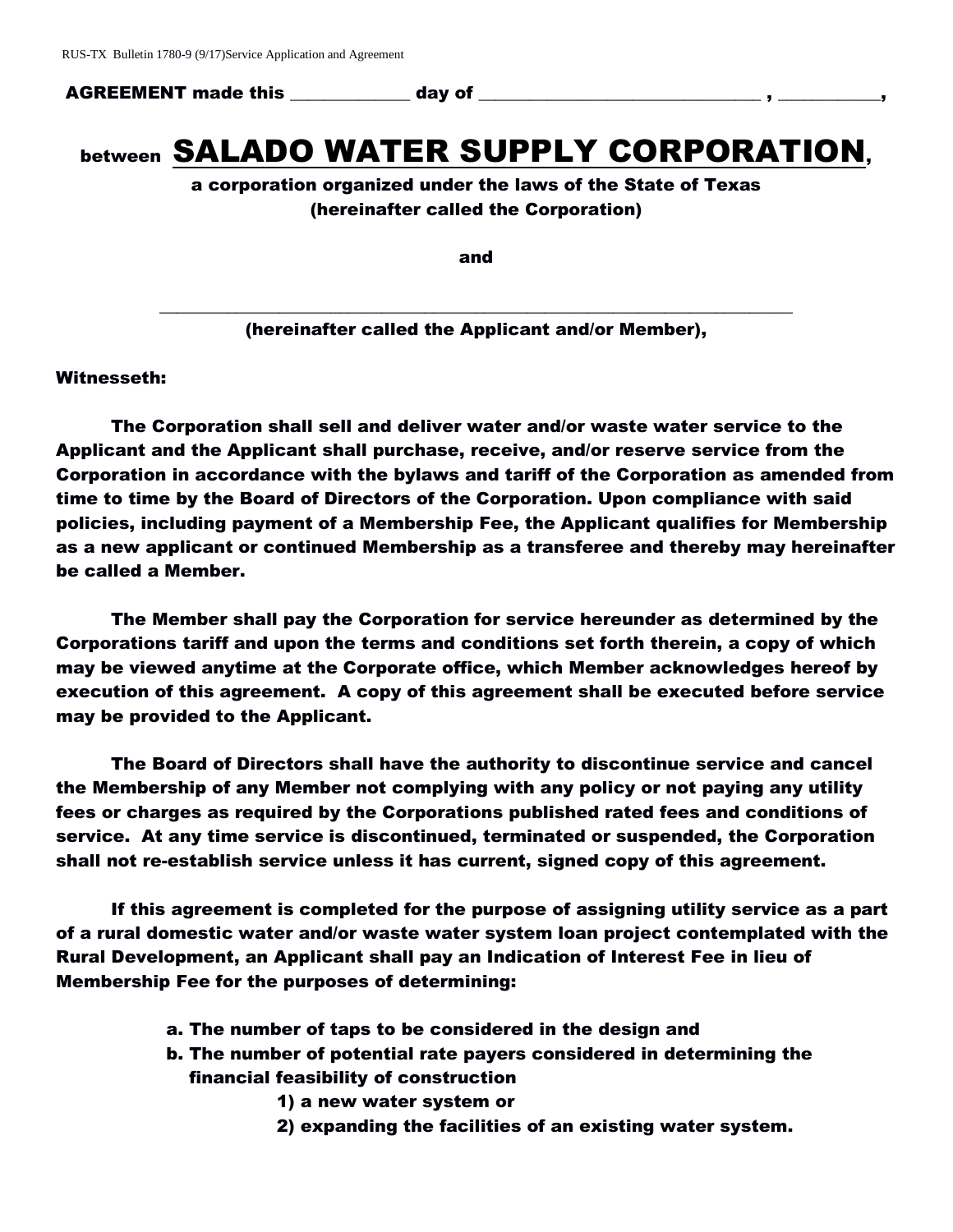**AGREEMENT made this _____________ day of _______________________________ , ___________,**

**between SALADO WATER SUPPLY CORPORATION,**

**a corporation organized under the laws of the State of Texas (hereinafter called the Corporation)**

**and**

**_______________________________________________________________________**

**(hereinafter called the Applicant and/or Member),**

**Witnesseth:**

**The Corporation shall sell and deliver water and/or waste water service to the Applicant and the Applicant shall purchase, receive, and/or reserve service from the Corporation in accordance with the bylaws and tariff of the Corporation as amended from time to time by the Board of Directors of the Corporation. Upon compliance with said policies, including payment of a Membership Fee, the Applicant qualifies for Membership as a new applicant or continued Membership as a transferee and thereby may hereinafter be called a Member.**

**The Member shall pay the Corporation for service hereunder as determined by the Corporations tariff and upon the terms and conditions set forth therein, a copy of which may be viewed anytime at the Corporate office, which Member acknowledges hereof by execution of this agreement. A copy of this agreement shall be executed before service may be provided to the Applicant.**

**The Board of Directors shall have the authority to discontinue service and cancel the Membership of any Member not complying with any policy or not paying any utility fees or charges as required by the Corporations published rated fees and conditions of service. At any time service is discontinued, terminated or suspended, the Corporation shall not re-establish service unless it has current, signed copy of this agreement.**

**If this agreement is completed for the purpose of assigning utility service as a part of a rural domestic water and/or waste water system loan project contemplated with the Rural Development, an Applicant shall pay an Indication of Interest Fee in lieu of Membership Fee for the purposes of determining:**

**a. The number of taps to be considered in the design and**
**b. The number of potential rate payers considered in determining the financial feasibility of construction**
  **1) a new water system or**
  **2) expanding the facilities of an existing water system.**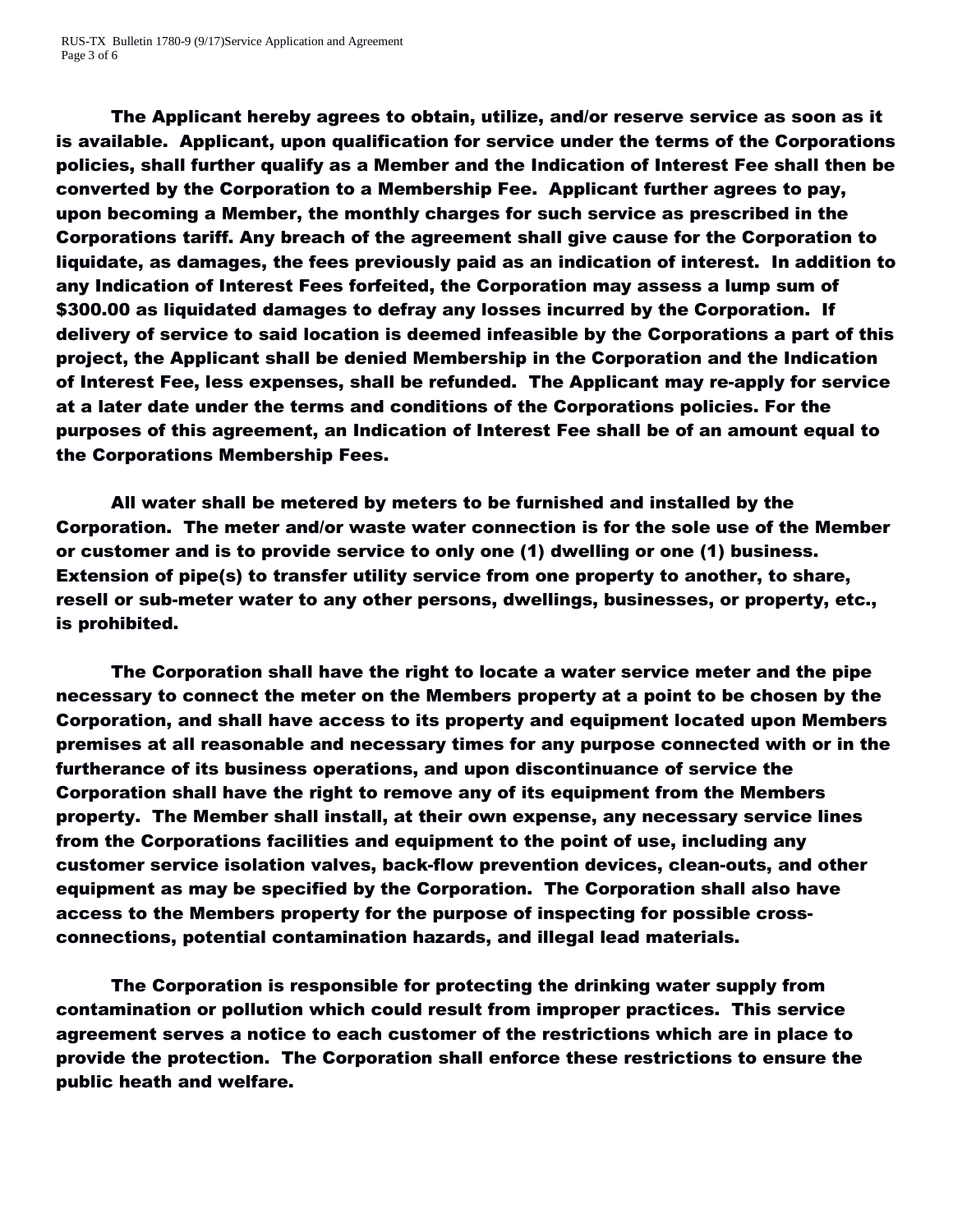**The Applicant hereby agrees to obtain, utilize, and/or reserve service as soon as it is available. Applicant, upon qualification for service under the terms of the Corporations policies, shall further qualify as a Member and the Indication of Interest Fee shall then be converted by the Corporation to a Membership Fee. Applicant further agrees to pay, upon becoming a Member, the monthly charges for such service as prescribed in the Corporations tariff. Any breach of the agreement shall give cause for the Corporation to liquidate, as damages, the fees previously paid as an indication of interest. In addition to any Indication of Interest Fees forfeited, the Corporation may assess a lump sum of $300.00 as liquidated damages to defray any losses incurred by the Corporation. If delivery of service to said location is deemed infeasible by the Corporations a part of this project, the Applicant shall be denied Membership in the Corporation and the Indication of Interest Fee, less expenses, shall be refunded. The Applicant may re-apply for service at a later date under the terms and conditions of the Corporations policies. For the purposes of this agreement, an Indication of Interest Fee shall be of an amount equal to the Corporations Membership Fees.**

**All water shall be metered by meters to be furnished and installed by the Corporation. The meter and/or waste water connection is for the sole use of the Member or customer and is to provide service to only one (1) dwelling or one (1) business. Extension of pipe(s) to transfer utility service from one property to another, to share, resell or sub-meter water to any other persons, dwellings, businesses, or property, etc., is prohibited.**

**The Corporation shall have the right to locate a water service meter and the pipe necessary to connect the meter on the Members property at a point to be chosen by the Corporation, and shall have access to its property and equipment located upon Members premises at all reasonable and necessary times for any purpose connected with or in the furtherance of its business operations, and upon discontinuance of service the Corporation shall have the right to remove any of its equipment from the Members property. The Member shall install, at their own expense, any necessary service lines from the Corporations facilities and equipment to the point of use, including any customer service isolation valves, back-flow prevention devices, clean-outs, and other equipment as may be specified by the Corporation. The Corporation shall also have access to the Members property for the purpose of inspecting for possible cross-connections, potential contamination hazards, and illegal lead materials.**

**The Corporation is responsible for protecting the drinking water supply from contamination or pollution which could result from improper practices. This service agreement serves a notice to each customer of the restrictions which are in place to provide the protection. The Corporation shall enforce these restrictions to ensure the public heath and welfare.**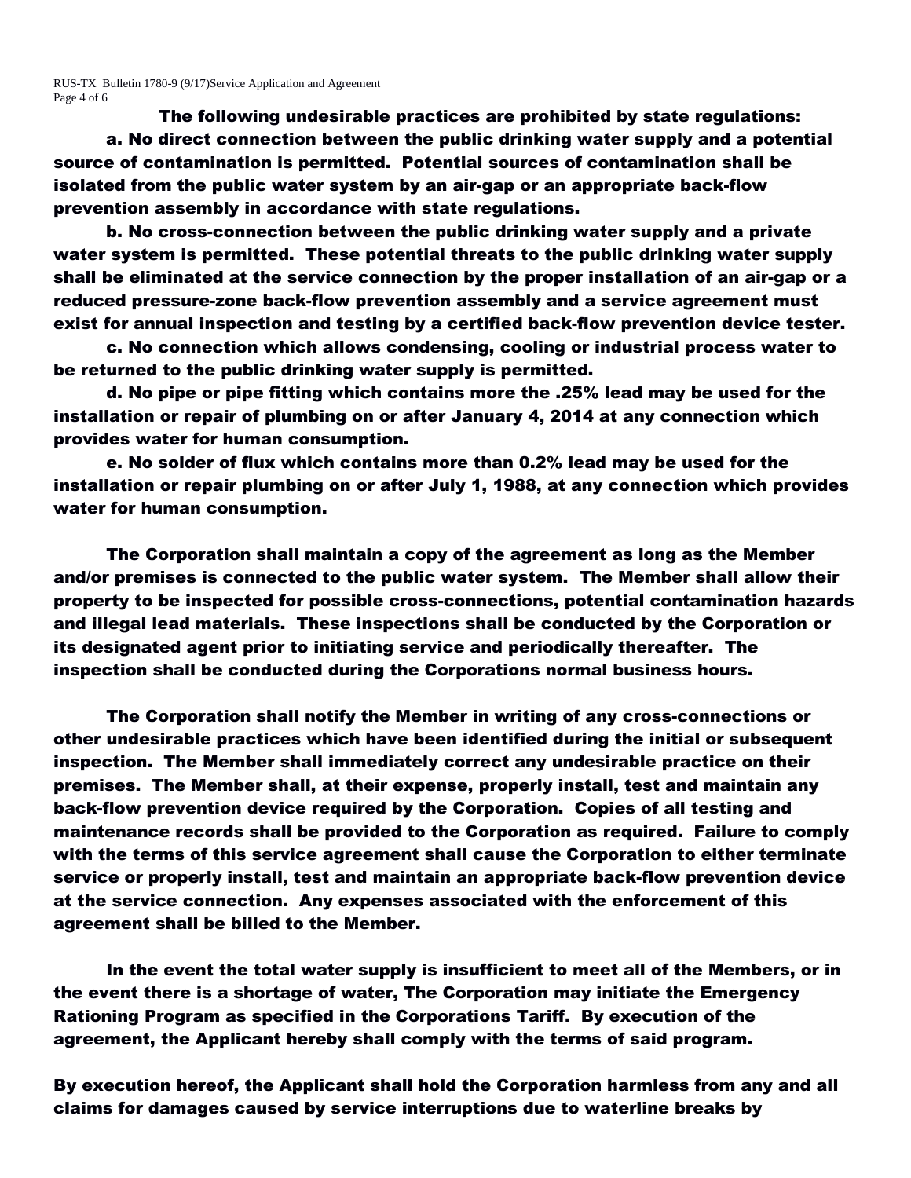**The following undesirable practices are prohibited by state regulations:**

**a. No direct connection between the public drinking water supply and a potential source of contamination is permitted. Potential sources of contamination shall be isolated from the public water system by an air-gap or an appropriate back-flow prevention assembly in accordance with state regulations.**

**b. No cross-connection between the public drinking water supply and a private water system is permitted. These potential threats to the public drinking water supply shall be eliminated at the service connection by the proper installation of an air-gap or a reduced pressure-zone back-flow prevention assembly and a service agreement must exist for annual inspection and testing by a certified back-flow prevention device tester.**

**c. No connection which allows condensing, cooling or industrial process water to be returned to the public drinking water supply is permitted.**

**d. No pipe or pipe fitting which contains more the .25% lead may be used for the installation or repair of plumbing on or after January 4, 2014 at any connection which provides water for human consumption.**

**e. No solder of flux which contains more than 0.2% lead may be used for the installation or repair plumbing on or after July 1, 1988, at any connection which provides water for human consumption.**

**The Corporation shall maintain a copy of the agreement as long as the Member and/or premises is connected to the public water system. The Member shall allow their property to be inspected for possible cross-connections, potential contamination hazards and illegal lead materials. These inspections shall be conducted by the Corporation or its designated agent prior to initiating service and periodically thereafter. The inspection shall be conducted during the Corporations normal business hours.**

**The Corporation shall notify the Member in writing of any cross-connections or other undesirable practices which have been identified during the initial or subsequent inspection. The Member shall immediately correct any undesirable practice on their premises. The Member shall, at their expense, properly install, test and maintain any back-flow prevention device required by the Corporation. Copies of all testing and maintenance records shall be provided to the Corporation as required. Failure to comply with the terms of this service agreement shall cause the Corporation to either terminate service or properly install, test and maintain an appropriate back-flow prevention device at the service connection. Any expenses associated with the enforcement of this agreement shall be billed to the Member.**

**In the event the total water supply is insufficient to meet all of the Members, or in the event there is a shortage of water, The Corporation may initiate the Emergency Rationing Program as specified in the Corporations Tariff. By execution of the agreement, the Applicant hereby shall comply with the terms of said program.**

**By execution hereof, the Applicant shall hold the Corporation harmless from any and all claims for damages caused by service interruptions due to waterline breaks by**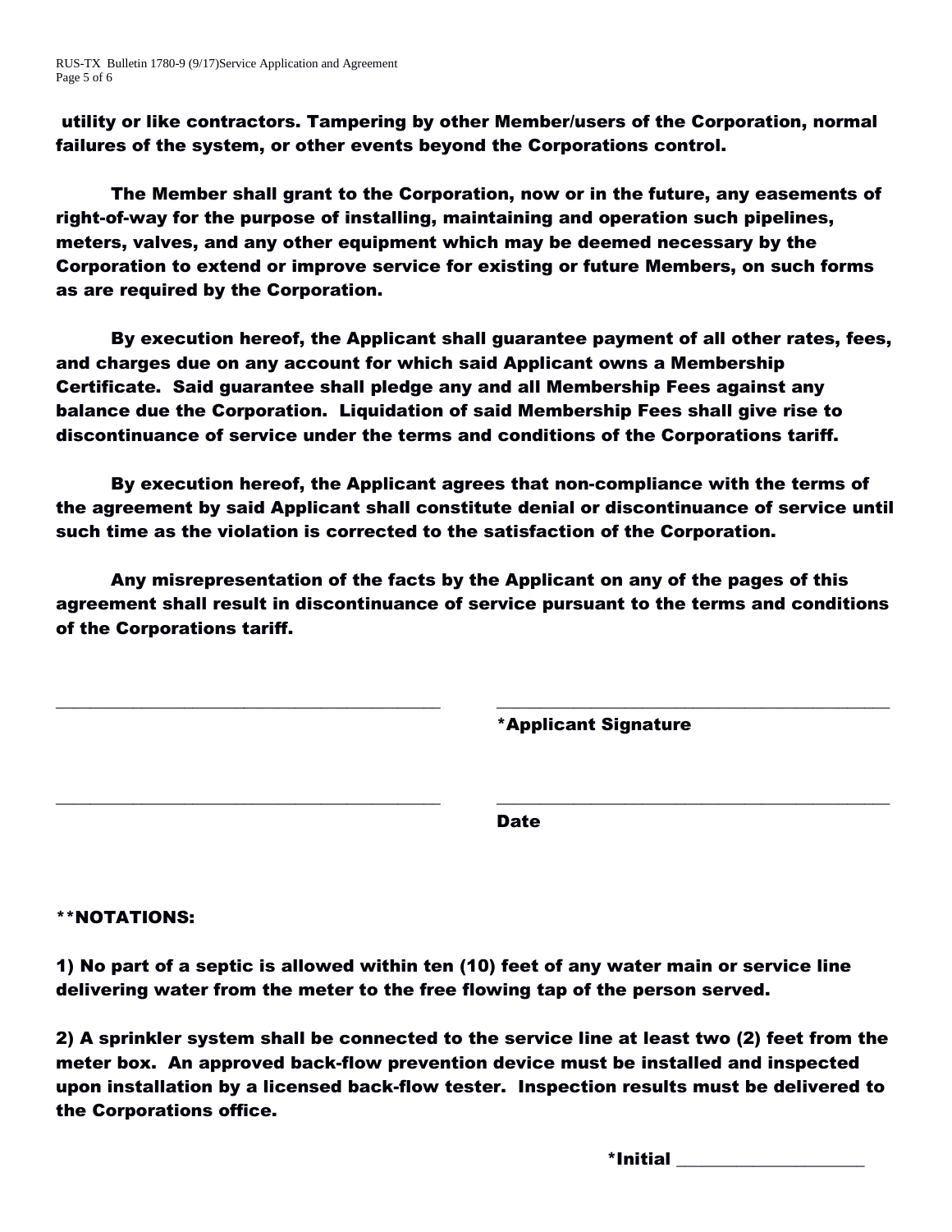**utility or like contractors. Tampering by other Member/users of the Corporation, normal failures of the system, or other events beyond the Corporations control.**

**The Member shall grant to the Corporation, now or in the future, any easements of right-of-way for the purpose of installing, maintaining and operation such pipelines, meters, valves, and any other equipment which may be deemed necessary by the Corporation to extend or improve service for existing or future Members, on such forms as are required by the Corporation.**

**By execution hereof, the Applicant shall guarantee payment of all other rates, fees, and charges due on any account for which said Applicant owns a Membership Certificate. Said guarantee shall pledge any and all Membership Fees against any balance due the Corporation. Liquidation of said Membership Fees shall give rise to discontinuance of service under the terms and conditions of the Corporations tariff.**

**By execution hereof, the Applicant agrees that non-compliance with the terms of the agreement by said Applicant shall constitute denial or discontinuance of service until such time as the violation is corrected to the satisfaction of the Corporation.**

**Any misrepresentation of the facts by the Applicant on any of the pages of this agreement shall result in discontinuance of service pursuant to the terms and conditions of the Corporations tariff.**

_______________________________________ _______________________________________

**\*Applicant Signature**

_______________________________________ _______________________________________

**Date**

**\*\*NOTATIONS:**

**1) No part of a septic is allowed within ten (10) feet of any water main or service line delivering water from the meter to the free flowing tap of the person served.**

**2) A sprinkler system shall be connected to the service line at least two (2) feet from the meter box. An approved back-flow prevention device must be installed and inspected upon installation by a licensed back-flow tester. Inspection results must be delivered to the Corporations office.**

**\*Initial** ____________________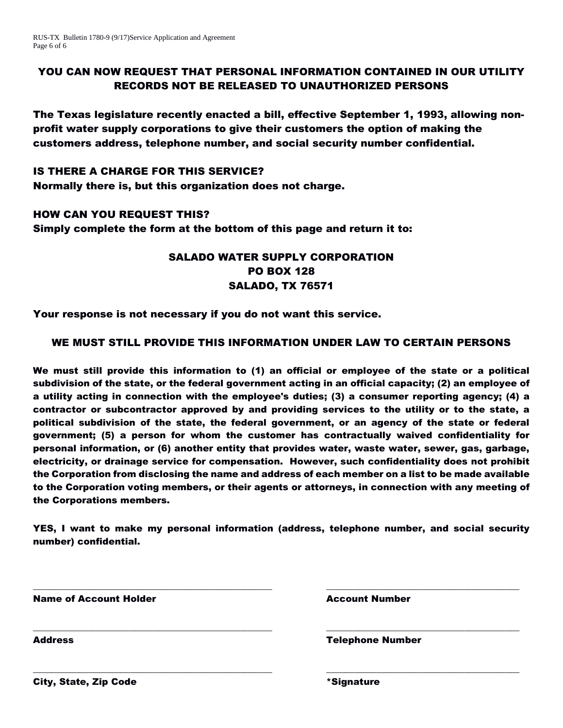## YOU CAN NOW REQUEST THAT PERSONAL INFORMATION CONTAINED IN OUR UTILITY RECORDS NOT BE RELEASED TO UNAUTHORIZED PERSONS

**The Texas legislature recently enacted a bill, effective September 1, 1993, allowing non-profit water supply corporations to give their customers the option of making the customers address, telephone number, and social security number confidential.**

**IS THERE A CHARGE FOR THIS SERVICE?**
**Normally there is, but this organization does not charge.**

**HOW CAN YOU REQUEST THIS?**
**Simply complete the form at the bottom of this page and return it to:**

**SALADO WATER SUPPLY CORPORATION**
**PO BOX 128**
**SALADO, TX 76571**

**Your response is not necessary if you do not want this service.**

## WE MUST STILL PROVIDE THIS INFORMATION UNDER LAW TO CERTAIN PERSONS

**We must still provide this information to (1) an official or employee of the state or a political subdivision of the state, or the federal government acting in an official capacity; (2) an employee of a utility acting in connection with the employee's duties; (3) a consumer reporting agency; (4) a contractor or subcontractor approved by and providing services to the utility or to the state, a political subdivision of the state, the federal government, or an agency of the state or federal government; (5) a person for whom the customer has contractually waived confidentiality for personal information, or (6) another entity that provides water, waste water, sewer, gas, garbage, electricity, or drainage service for compensation. However, such confidentiality does not prohibit the Corporation from disclosing the name and address of each member on a list to be made available to the Corporation voting members, or their agents or attorneys, in connection with any meeting of the Corporations members.**

**YES, I want to make my personal information (address, telephone number, and social security number) confidential.**

\_\_\_\_\_\_\_\_\_\_\_\_\_\_\_\_\_\_\_\_\_\_\_\_\_\_\_\_\_\_\_\_\_\_\_\_\_\_
**Name of Account Holder**

\_\_\_\_\_\_\_\_\_\_\_\_\_\_\_\_\_\_\_\_\_\_\_\_\_\_\_\_\_\_\_\_\_\_\_\_\_\_
**Account Number**

\_\_\_\_\_\_\_\_\_\_\_\_\_\_\_\_\_\_\_\_\_\_\_\_\_\_\_\_\_\_\_\_\_\_\_\_\_\_
**Address**

\_\_\_\_\_\_\_\_\_\_\_\_\_\_\_\_\_\_\_\_\_\_\_\_\_\_\_\_\_\_\_\_\_\_\_\_\_\_
**Telephone Number**

\_\_\_\_\_\_\_\_\_\_\_\_\_\_\_\_\_\_\_\_\_\_\_\_\_\_\_\_\_\_\_\_\_\_\_\_\_\_
**City, State, Zip Code**

\_\_\_\_\_\_\_\_\_\_\_\_\_\_\_\_\_\_\_\_\_\_\_\_\_\_\_\_\_\_\_\_\_\_\_\_\_\_
**\*Signature**